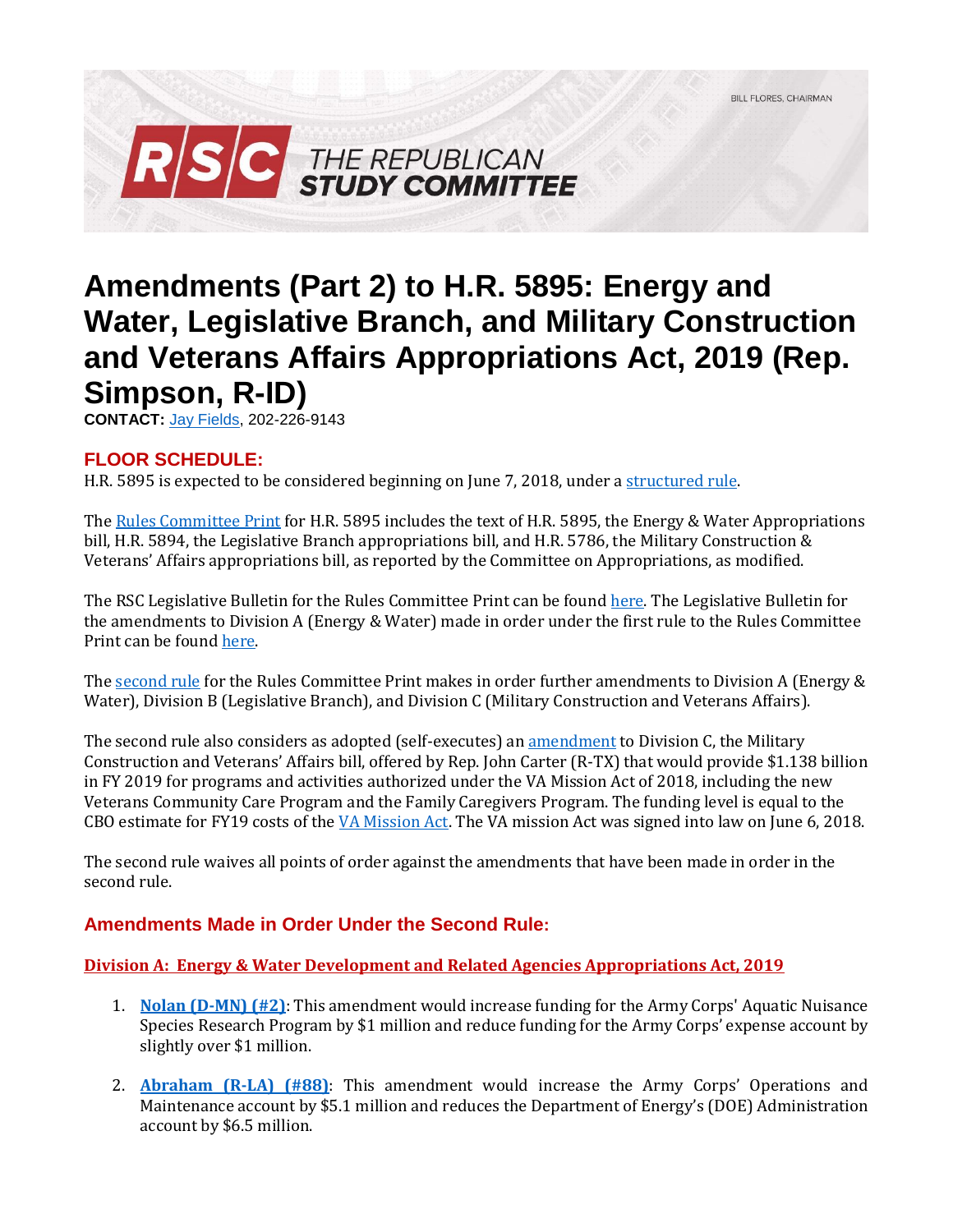BILL FLORES, CHAIRMAN

RSC THE REPUBLICAN STUDY COMMITTEE

# Amendments (Part 2) to H.R. 5895: Energy and Water, Legislative Branch, and Military Construction and Veterans Affairs Appropriations Act, 2019 (Rep. Simpson, R-ID)

**CONTACT:** Jay Fields, 202-226-9143

## FLOOR SCHEDULE:

H.R. 5895 is expected to be considered beginning on June 7, 2018, under a structured rule.

The Rules Committee Print for H.R. 5895 includes the text of H.R. 5895, the Energy & Water Appropriations bill, H.R. 5894, the Legislative Branch appropriations bill, and H.R. 5786, the Military Construction & Veterans' Affairs appropriations bill, as reported by the Committee on Appropriations, as modified.

The RSC Legislative Bulletin for the Rules Committee Print can be found here. The Legislative Bulletin for the amendments to Division A (Energy & Water) made in order under the first rule to the Rules Committee Print can be found here.

The second rule for the Rules Committee Print makes in order further amendments to Division A (Energy & Water), Division B (Legislative Branch), and Division C (Military Construction and Veterans Affairs).

The second rule also considers as adopted (self-executes) an amendment to Division C, the Military Construction and Veterans' Affairs bill, offered by Rep. John Carter (R-TX) that would provide $1.138 billion in FY 2019 for programs and activities authorized under the VA Mission Act of 2018, including the new Veterans Community Care Program and the Family Caregivers Program. The funding level is equal to the CBO estimate for FY19 costs of the VA Mission Act. The VA mission Act was signed into law on June 6, 2018.

The second rule waives all points of order against the amendments that have been made in order in the second rule.

### Amendments Made in Order Under the Second Rule:

#### Division A: Energy & Water Development and Related Agencies Appropriations Act, 2019

1. **Nolan (D-MN) (#2)**: This amendment would increase funding for the Army Corps' Aquatic Nuisance Species Research Program by $1 million and reduce funding for the Army Corps' expense account by slightly over $1 million.

2. **Abraham (R-LA) (#88)**: This amendment would increase the Army Corps' Operations and Maintenance account by $5.1 million and reduces the Department of Energy's (DOE) Administration account by $6.5 million.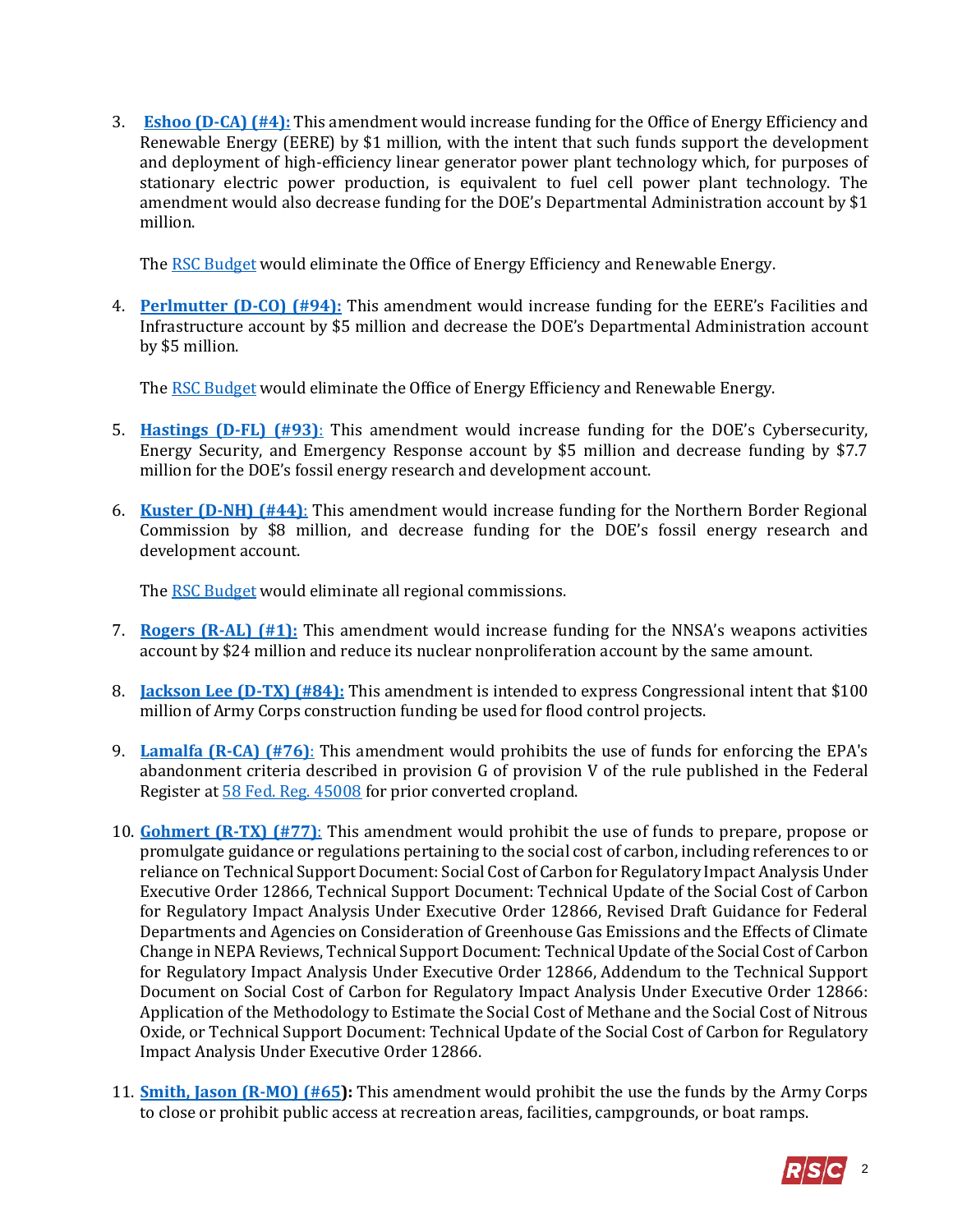3. **Eshoo (D-CA) (#4):** This amendment would increase funding for the Office of Energy Efficiency and Renewable Energy (EERE) by $1 million, with the intent that such funds support the development and deployment of high-efficiency linear generator power plant technology which, for purposes of stationary electric power production, is equivalent to fuel cell power plant technology. The amendment would also decrease funding for the DOE's Departmental Administration account by $1 million.

   The RSC Budget would eliminate the Office of Energy Efficiency and Renewable Energy.

4. **Perlmutter (D-CO) (#94):** This amendment would increase funding for the EERE's Facilities and Infrastructure account by $5 million and decrease the DOE's Departmental Administration account by $5 million.

   The RSC Budget would eliminate the Office of Energy Efficiency and Renewable Energy.

5. **Hastings (D-FL) (#93)**: This amendment would increase funding for the DOE's Cybersecurity, Energy Security, and Emergency Response account by $5 million and decrease funding by $7.7 million for the DOE's fossil energy research and development account.

6. **Kuster (D-NH) (#44)**: This amendment would increase funding for the Northern Border Regional Commission by $8 million, and decrease funding for the DOE's fossil energy research and development account.

   The RSC Budget would eliminate all regional commissions.

7. **Rogers (R-AL) (#1):** This amendment would increase funding for the NNSA's weapons activities account by $24 million and reduce its nuclear nonproliferation account by the same amount.

8. **Jackson Lee (D-TX) (#84):** This amendment is intended to express Congressional intent that $100 million of Army Corps construction funding be used for flood control projects.

9. **Lamalfa (R-CA) (#76)**: This amendment would prohibits the use of funds for enforcing the EPA's abandonment criteria described in provision G of provision V of the rule published in the Federal Register at 58 Fed. Reg. 45008 for prior converted cropland.

10. **Gohmert (R-TX) (#77)**: This amendment would prohibit the use of funds to prepare, propose or promulgate guidance or regulations pertaining to the social cost of carbon, including references to or reliance on Technical Support Document: Social Cost of Carbon for Regulatory Impact Analysis Under Executive Order 12866, Technical Support Document: Technical Update of the Social Cost of Carbon for Regulatory Impact Analysis Under Executive Order 12866, Revised Draft Guidance for Federal Departments and Agencies on Consideration of Greenhouse Gas Emissions and the Effects of Climate Change in NEPA Reviews, Technical Support Document: Technical Update of the Social Cost of Carbon for Regulatory Impact Analysis Under Executive Order 12866, Addendum to the Technical Support Document on Social Cost of Carbon for Regulatory Impact Analysis Under Executive Order 12866: Application of the Methodology to Estimate the Social Cost of Methane and the Social Cost of Nitrous Oxide, or Technical Support Document: Technical Update of the Social Cost of Carbon for Regulatory Impact Analysis Under Executive Order 12866.

11. **Smith, Jason (R-MO) (#65):** This amendment would prohibit the use the funds by the Army Corps to close or prohibit public access at recreation areas, facilities, campgrounds, or boat ramps.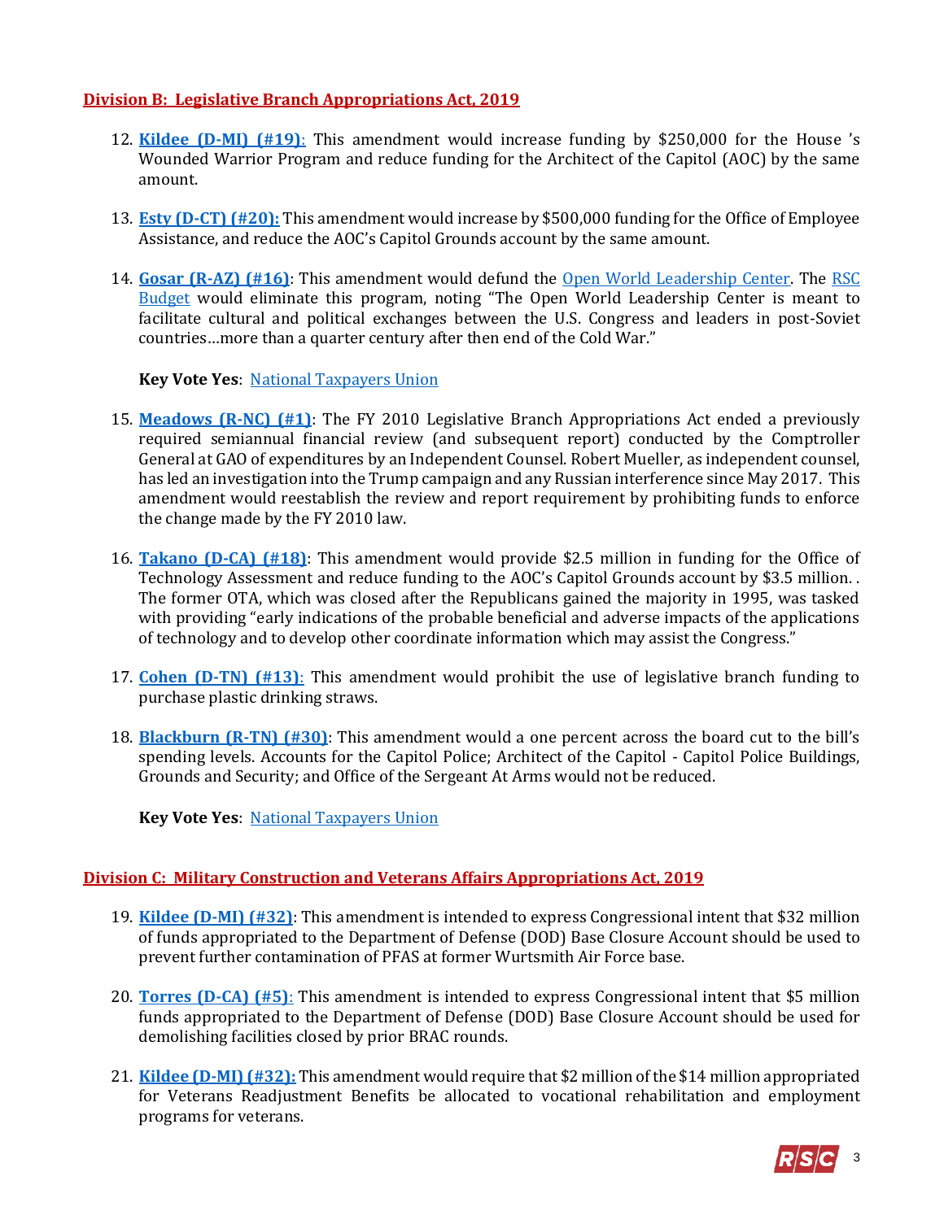## Division B: Legislative Branch Appropriations Act, 2019

12. **Kildee (D-MI) (#19)**: This amendment would increase funding by $250,000 for the House 's Wounded Warrior Program and reduce funding for the Architect of the Capitol (AOC) by the same amount.

13. **Esty (D-CT) (#20):** This amendment would increase by $500,000 funding for the Office of Employee Assistance, and reduce the AOC's Capitol Grounds account by the same amount.

14. **Gosar (R-AZ) (#16)**: This amendment would defund the Open World Leadership Center. The RSC Budget would eliminate this program, noting "The Open World Leadership Center is meant to facilitate cultural and political exchanges between the U.S. Congress and leaders in post-Soviet countries…more than a quarter century after then end of the Cold War."

    **Key Vote Yes**: National Taxpayers Union

15. **Meadows (R-NC) (#1)**: The FY 2010 Legislative Branch Appropriations Act ended a previously required semiannual financial review (and subsequent report) conducted by the Comptroller General at GAO of expenditures by an Independent Counsel. Robert Mueller, as independent counsel, has led an investigation into the Trump campaign and any Russian interference since May 2017. This amendment would reestablish the review and report requirement by prohibiting funds to enforce the change made by the FY 2010 law.

16. **Takano (D-CA) (#18)**: This amendment would provide $2.5 million in funding for the Office of Technology Assessment and reduce funding to the AOC's Capitol Grounds account by $3.5 million. . The former OTA, which was closed after the Republicans gained the majority in 1995, was tasked with providing "early indications of the probable beneficial and adverse impacts of the applications of technology and to develop other coordinate information which may assist the Congress."

17. **Cohen (D-TN) (#13)**: This amendment would prohibit the use of legislative branch funding to purchase plastic drinking straws.

18. **Blackburn (R-TN) (#30)**: This amendment would a one percent across the board cut to the bill's spending levels. Accounts for the Capitol Police; Architect of the Capitol - Capitol Police Buildings, Grounds and Security; and Office of the Sergeant At Arms would not be reduced.

    **Key Vote Yes**: National Taxpayers Union

## Division C: Military Construction and Veterans Affairs Appropriations Act, 2019

19. **Kildee (D-MI) (#32)**: This amendment is intended to express Congressional intent that $32 million of funds appropriated to the Department of Defense (DOD) Base Closure Account should be used to prevent further contamination of PFAS at former Wurtsmith Air Force base.

20. **Torres (D-CA) (#5)**: This amendment is intended to express Congressional intent that $5 million funds appropriated to the Department of Defense (DOD) Base Closure Account should be used for demolishing facilities closed by prior BRAC rounds.

21. **Kildee (D-MI) (#32):** This amendment would require that $2 million of the $14 million appropriated for Veterans Readjustment Benefits be allocated to vocational rehabilitation and employment programs for veterans.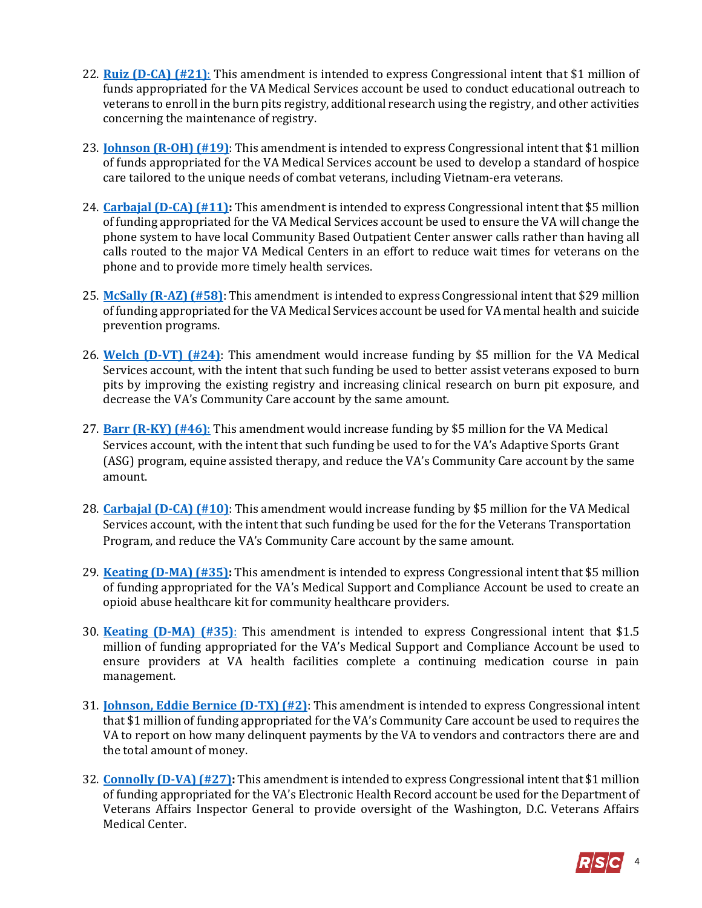22. **Ruiz (D-CA) (#21)**: This amendment is intended to express Congressional intent that $1 million of funds appropriated for the VA Medical Services account be used to conduct educational outreach to veterans to enroll in the burn pits registry, additional research using the registry, and other activities concerning the maintenance of registry.

23. **Johnson (R-OH) (#19)**: This amendment is intended to express Congressional intent that $1 million of funds appropriated for the VA Medical Services account be used to develop a standard of hospice care tailored to the unique needs of combat veterans, including Vietnam-era veterans.

24. **Carbajal (D-CA) (#11):** This amendment is intended to express Congressional intent that $5 million of funding appropriated for the VA Medical Services account be used to ensure the VA will change the phone system to have local Community Based Outpatient Center answer calls rather than having all calls routed to the major VA Medical Centers in an effort to reduce wait times for veterans on the phone and to provide more timely health services.

25. **McSally (R-AZ) (#58)**: This amendment is intended to express Congressional intent that $29 million of funding appropriated for the VA Medical Services account be used for VA mental health and suicide prevention programs.

26. **Welch (D-VT) (#24)**: This amendment would increase funding by $5 million for the VA Medical Services account, with the intent that such funding be used to better assist veterans exposed to burn pits by improving the existing registry and increasing clinical research on burn pit exposure, and decrease the VA's Community Care account by the same amount.

27. **Barr (R-KY) (#46)**: This amendment would increase funding by $5 million for the VA Medical Services account, with the intent that such funding be used to for the VA's Adaptive Sports Grant (ASG) program, equine assisted therapy, and reduce the VA's Community Care account by the same amount.

28. **Carbajal (D-CA) (#10)**: This amendment would increase funding by $5 million for the VA Medical Services account, with the intent that such funding be used for the for the Veterans Transportation Program, and reduce the VA's Community Care account by the same amount.

29. **Keating (D-MA) (#35):** This amendment is intended to express Congressional intent that $5 million of funding appropriated for the VA's Medical Support and Compliance Account be used to create an opioid abuse healthcare kit for community healthcare providers.

30. **Keating (D-MA) (#35)**: This amendment is intended to express Congressional intent that $1.5 million of funding appropriated for the VA's Medical Support and Compliance Account be used to ensure providers at VA health facilities complete a continuing medication course in pain management.

31. **Johnson, Eddie Bernice (D-TX) (#2)**: This amendment is intended to express Congressional intent that $1 million of funding appropriated for the VA's Community Care account be used to requires the VA to report on how many delinquent payments by the VA to vendors and contractors there are and the total amount of money.

32. **Connolly (D-VA) (#27):** This amendment is intended to express Congressional intent that $1 million of funding appropriated for the VA's Electronic Health Record account be used for the Department of Veterans Affairs Inspector General to provide oversight of the Washington, D.C. Veterans Affairs Medical Center.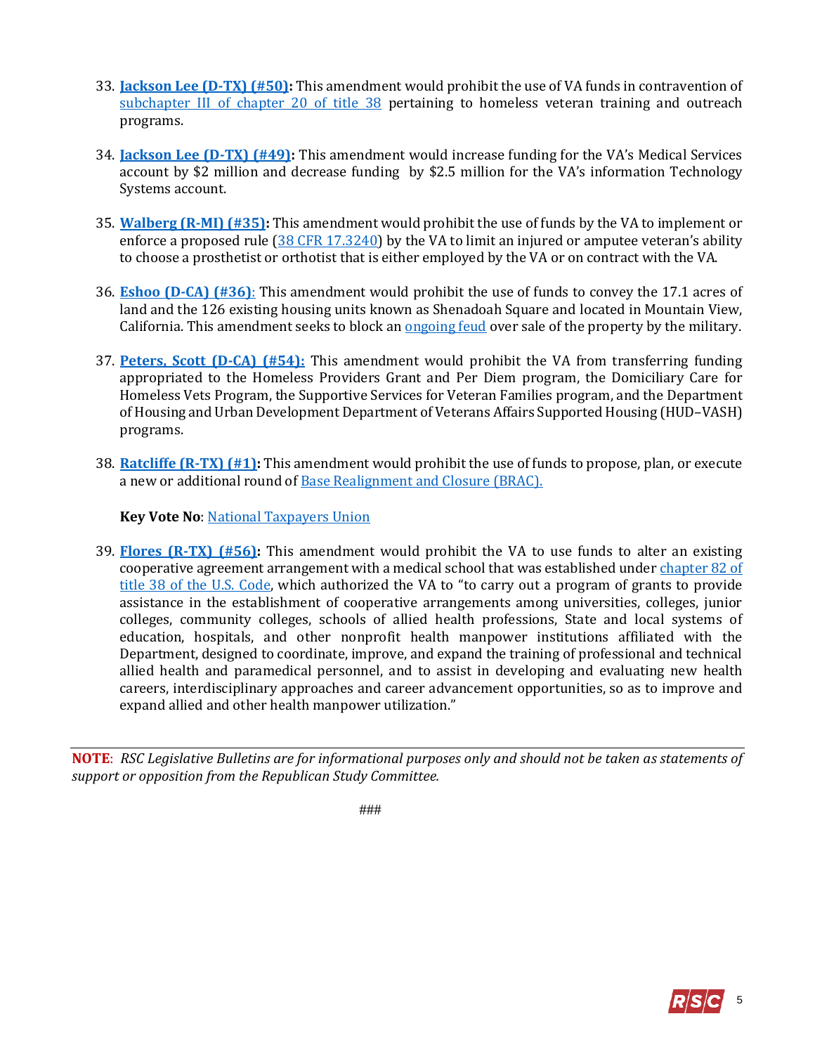33. **Jackson Lee (D-TX) (#50):** This amendment would prohibit the use of VA funds in contravention of subchapter III of chapter 20 of title 38 pertaining to homeless veteran training and outreach programs.

34. **Jackson Lee (D-TX) (#49):** This amendment would increase funding for the VA's Medical Services account by $2 million and decrease funding by $2.5 million for the VA's information Technology Systems account.

35. **Walberg (R-MI) (#35):** This amendment would prohibit the use of funds by the VA to implement or enforce a proposed rule (38 CFR 17.3240) by the VA to limit an injured or amputee veteran's ability to choose a prosthetist or orthotist that is either employed by the VA or on contract with the VA.

36. **Eshoo (D-CA) (#36):** This amendment would prohibit the use of funds to convey the 17.1 acres of land and the 126 existing housing units known as Shenadoah Square and located in Mountain View, California. This amendment seeks to block an ongoing feud over sale of the property by the military.

37. **Peters, Scott (D-CA) (#54):** This amendment would prohibit the VA from transferring funding appropriated to the Homeless Providers Grant and Per Diem program, the Domiciliary Care for Homeless Vets Program, the Supportive Services for Veteran Families program, and the Department of Housing and Urban Development Department of Veterans Affairs Supported Housing (HUD–VASH) programs.

38. **Ratcliffe (R-TX) (#1):** This amendment would prohibit the use of funds to propose, plan, or execute a new or additional round of Base Realignment and Closure (BRAC).

    **Key Vote No**: National Taxpayers Union

39. **Flores (R-TX) (#56):** This amendment would prohibit the VA to use funds to alter an existing cooperative agreement arrangement with a medical school that was established under chapter 82 of title 38 of the U.S. Code, which authorized the VA to "to carry out a program of grants to provide assistance in the establishment of cooperative arrangements among universities, colleges, junior colleges, community colleges, schools of allied health professions, State and local systems of education, hospitals, and other nonprofit health manpower institutions affiliated with the Department, designed to coordinate, improve, and expand the training of professional and technical allied health and paramedical personnel, and to assist in developing and evaluating new health careers, interdisciplinary approaches and career advancement opportunities, so as to improve and expand allied and other health manpower utilization."

---

**NOTE**: *RSC Legislative Bulletins are for informational purposes only and should not be taken as statements of support or opposition from the Republican Study Committee.*

###